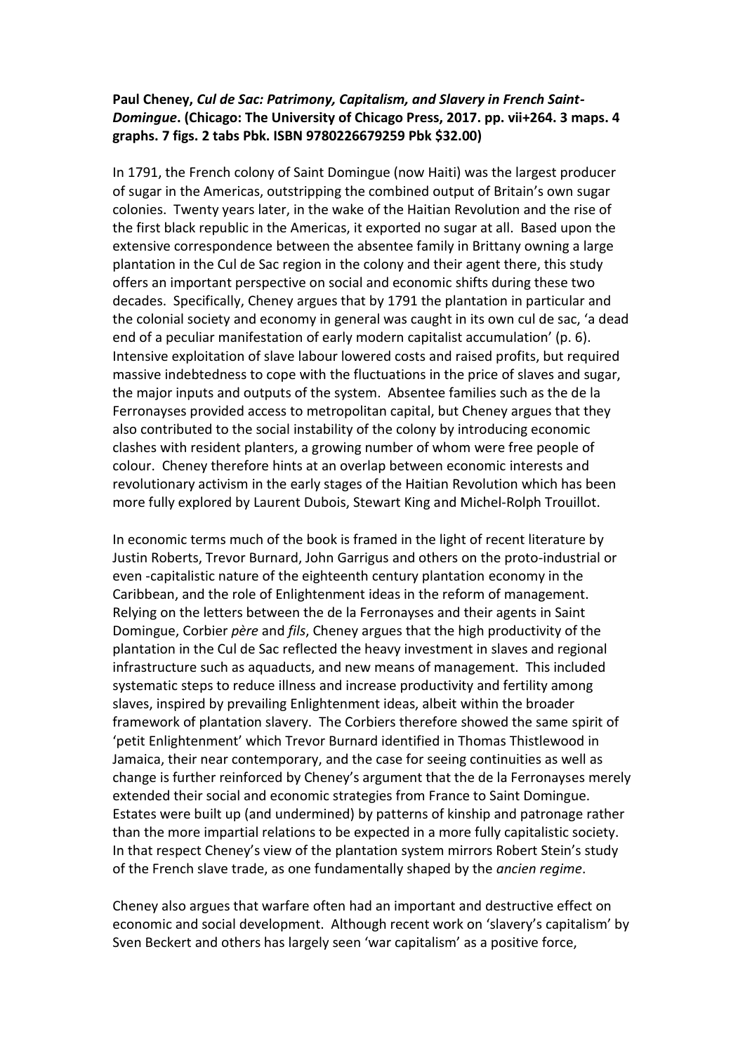**Paul Cheney, *Cul de Sac: Patrimony, Capitalism, and Slavery in French Saint-Domingue*. (Chicago: The University of Chicago Press, 2017. pp. vii+264. 3 maps. 4 graphs. 7 figs. 2 tabs Pbk. ISBN 9780226679259 Pbk $32.00)**

In 1791, the French colony of Saint Domingue (now Haiti) was the largest producer of sugar in the Americas, outstripping the combined output of Britain's own sugar colonies. Twenty years later, in the wake of the Haitian Revolution and the rise of the first black republic in the Americas, it exported no sugar at all. Based upon the extensive correspondence between the absentee family in Brittany owning a large plantation in the Cul de Sac region in the colony and their agent there, this study offers an important perspective on social and economic shifts during these two decades. Specifically, Cheney argues that by 1791 the plantation in particular and the colonial society and economy in general was caught in its own cul de sac, 'a dead end of a peculiar manifestation of early modern capitalist accumulation' (p. 6). Intensive exploitation of slave labour lowered costs and raised profits, but required massive indebtedness to cope with the fluctuations in the price of slaves and sugar, the major inputs and outputs of the system. Absentee families such as the de la Ferronayses provided access to metropolitan capital, but Cheney argues that they also contributed to the social instability of the colony by introducing economic clashes with resident planters, a growing number of whom were free people of colour. Cheney therefore hints at an overlap between economic interests and revolutionary activism in the early stages of the Haitian Revolution which has been more fully explored by Laurent Dubois, Stewart King and Michel-Rolph Trouillot.

In economic terms much of the book is framed in the light of recent literature by Justin Roberts, Trevor Burnard, John Garrigus and others on the proto-industrial or even -capitalistic nature of the eighteenth century plantation economy in the Caribbean, and the role of Enlightenment ideas in the reform of management. Relying on the letters between the de la Ferronayses and their agents in Saint Domingue, Corbier *père* and *fils*, Cheney argues that the high productivity of the plantation in the Cul de Sac reflected the heavy investment in slaves and regional infrastructure such as aquaducts, and new means of management. This included systematic steps to reduce illness and increase productivity and fertility among slaves, inspired by prevailing Enlightenment ideas, albeit within the broader framework of plantation slavery. The Corbiers therefore showed the same spirit of 'petit Enlightenment' which Trevor Burnard identified in Thomas Thistlewood in Jamaica, their near contemporary, and the case for seeing continuities as well as change is further reinforced by Cheney's argument that the de la Ferronayses merely extended their social and economic strategies from France to Saint Domingue. Estates were built up (and undermined) by patterns of kinship and patronage rather than the more impartial relations to be expected in a more fully capitalistic society. In that respect Cheney's view of the plantation system mirrors Robert Stein's study of the French slave trade, as one fundamentally shaped by the *ancien regime*.

Cheney also argues that warfare often had an important and destructive effect on economic and social development. Although recent work on 'slavery's capitalism' by Sven Beckert and others has largely seen 'war capitalism' as a positive force,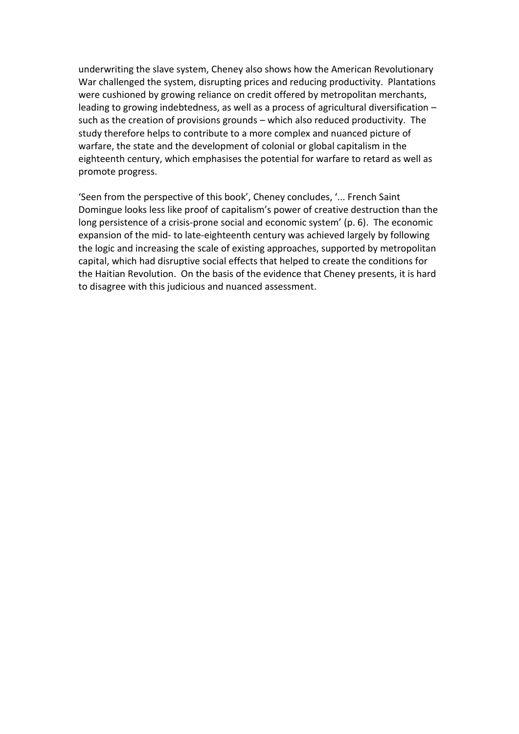underwriting the slave system, Cheney also shows how the American Revolutionary War challenged the system, disrupting prices and reducing productivity. Plantations were cushioned by growing reliance on credit offered by metropolitan merchants, leading to growing indebtedness, as well as a process of agricultural diversification – such as the creation of provisions grounds – which also reduced productivity. The study therefore helps to contribute to a more complex and nuanced picture of warfare, the state and the development of colonial or global capitalism in the eighteenth century, which emphasises the potential for warfare to retard as well as promote progress.

'Seen from the perspective of this book', Cheney concludes, '... French Saint Domingue looks less like proof of capitalism's power of creative destruction than the long persistence of a crisis-prone social and economic system' (p. 6). The economic expansion of the mid- to late-eighteenth century was achieved largely by following the logic and increasing the scale of existing approaches, supported by metropolitan capital, which had disruptive social effects that helped to create the conditions for the Haitian Revolution. On the basis of the evidence that Cheney presents, it is hard to disagree with this judicious and nuanced assessment.